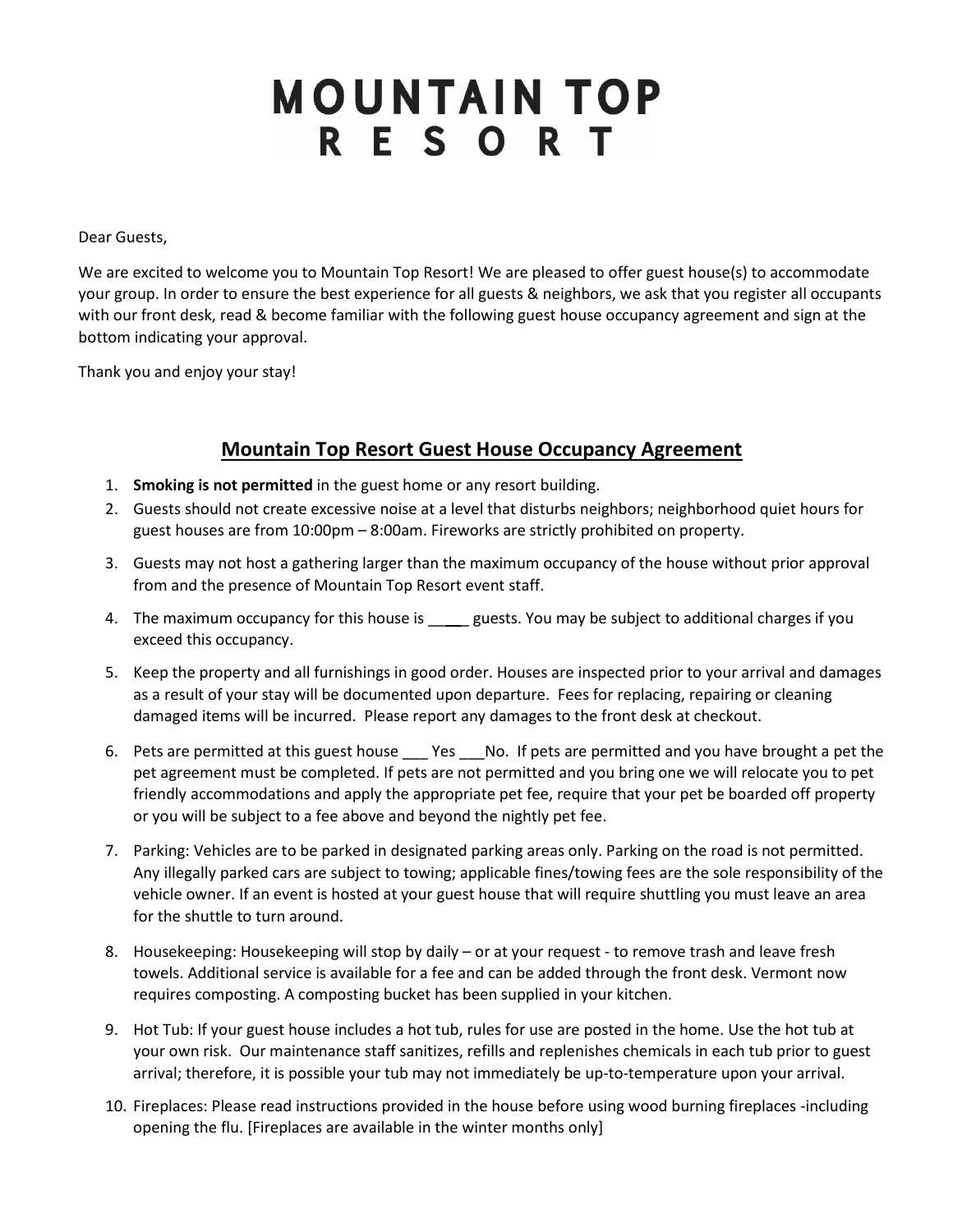# MOUNTAIN TOP RESORT

Dear Guests,

We are excited to welcome you to Mountain Top Resort! We are pleased to offer guest house(s) to accommodate your group. In order to ensure the best experience for all guests & neighbors, we ask that you register all occupants with our front desk, read & become familiar with the following guest house occupancy agreement and sign at the bottom indicating your approval.

Thank you and enjoy your stay!

## Mountain Top Resort Guest House Occupancy Agreement

1. **Smoking is not permitted** in the guest home or any resort building.
2. Guests should not create excessive noise at a level that disturbs neighbors; neighborhood quiet hours for guest houses are from 10:00pm – 8:00am. Fireworks are strictly prohibited on property.
3. Guests may not host a gathering larger than the maximum occupancy of the house without prior approval from and the presence of Mountain Top Resort event staff.
4. The maximum occupancy for this house is _____ guests. You may be subject to additional charges if you exceed this occupancy.
5. Keep the property and all furnishings in good order. Houses are inspected prior to your arrival and damages as a result of your stay will be documented upon departure. Fees for replacing, repairing or cleaning damaged items will be incurred. Please report any damages to the front desk at checkout.
6. Pets are permitted at this guest house ___ Yes ___No. If pets are permitted and you have brought a pet the pet agreement must be completed. If pets are not permitted and you bring one we will relocate you to pet friendly accommodations and apply the appropriate pet fee, require that your pet be boarded off property or you will be subject to a fee above and beyond the nightly pet fee.
7. Parking: Vehicles are to be parked in designated parking areas only. Parking on the road is not permitted. Any illegally parked cars are subject to towing; applicable fines/towing fees are the sole responsibility of the vehicle owner. If an event is hosted at your guest house that will require shuttling you must leave an area for the shuttle to turn around.
8. Housekeeping: Housekeeping will stop by daily – or at your request - to remove trash and leave fresh towels. Additional service is available for a fee and can be added through the front desk. Vermont now requires composting. A composting bucket has been supplied in your kitchen.
9. Hot Tub: If your guest house includes a hot tub, rules for use are posted in the home. Use the hot tub at your own risk. Our maintenance staff sanitizes, refills and replenishes chemicals in each tub prior to guest arrival; therefore, it is possible your tub may not immediately be up-to-temperature upon your arrival.
10. Fireplaces: Please read instructions provided in the house before using wood burning fireplaces -including opening the flu. [Fireplaces are available in the winter months only]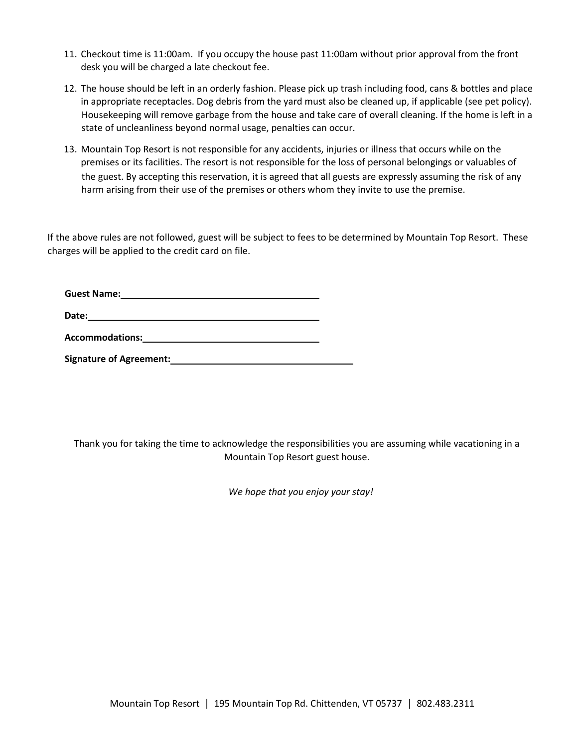11. Checkout time is 11:00am. If you occupy the house past 11:00am without prior approval from the front desk you will be charged a late checkout fee.
12. The house should be left in an orderly fashion. Please pick up trash including food, cans & bottles and place in appropriate receptacles. Dog debris from the yard must also be cleaned up, if applicable (see pet policy). Housekeeping will remove garbage from the house and take care of overall cleaning. If the home is left in a state of uncleanliness beyond normal usage, penalties can occur.
13. Mountain Top Resort is not responsible for any accidents, injuries or illness that occurs while on the premises or its facilities. The resort is not responsible for the loss of personal belongings or valuables of the guest. By accepting this reservation, it is agreed that all guests are expressly assuming the risk of any harm arising from their use of the premises or others whom they invite to use the premise.

If the above rules are not followed, guest will be subject to fees to be determined by Mountain Top Resort. These charges will be applied to the credit card on file.

**Guest Name:** ______________________________

**Date:** ______________________________

**Accommodations:** ______________________________

**Signature of Agreement:** ______________________________

Thank you for taking the time to acknowledge the responsibilities you are assuming while vacationing in a Mountain Top Resort guest house.

*We hope that you enjoy your stay!*

Mountain Top Resort | 195 Mountain Top Rd. Chittenden, VT 05737 | 802.483.2311